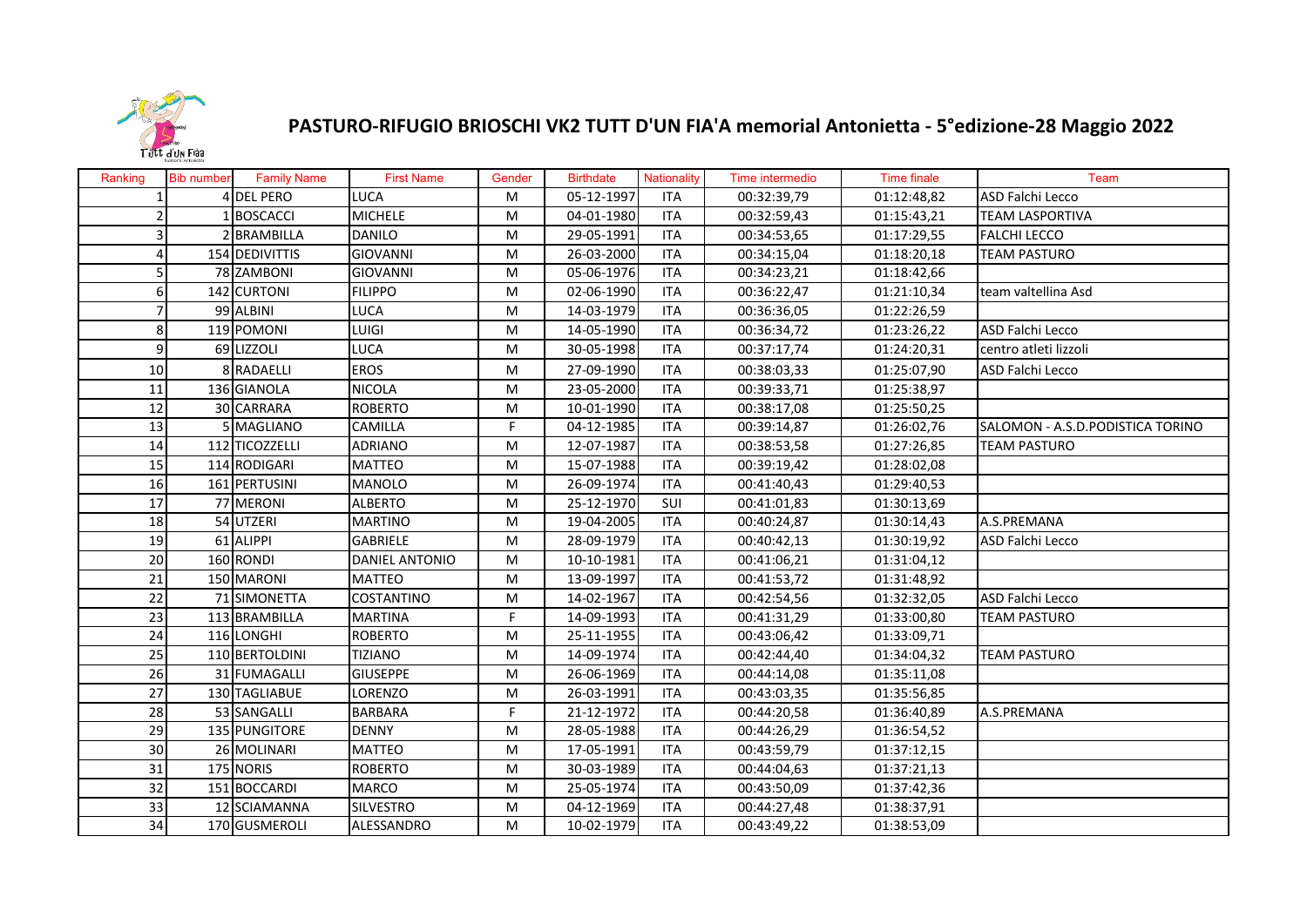# PASTURO-RIFUGIO BRIOSCHI VK2 TUTT D'UN FIA'A memorial Antonietta - 5°edizione-28 Maggio 2022

| Ranking | Bib number | Family Name | First Name | Gender | Birthdate | Nationality | Time intermedio | Time finale | Team |
|---|---|---|---|---|---|---|---|---|---|
| 1 | 4 | DEL PERO | LUCA | M | 05-12-1997 | ITA | 00:32:39,79 | 01:12:48,82 | ASD Falchi Lecco |
| 2 | 1 | BOSCACCI | MICHELE | M | 04-01-1980 | ITA | 00:32:59,43 | 01:15:43,21 | TEAM LASPORTIVA |
| 3 | 2 | BRAMBILLA | DANILO | M | 29-05-1991 | ITA | 00:34:53,65 | 01:17:29,55 | FALCHI LECCO |
| 4 | 154 | DEDIVITTIS | GIOVANNI | M | 26-03-2000 | ITA | 00:34:15,04 | 01:18:20,18 | TEAM PASTURO |
| 5 | 78 | ZAMBONI | GIOVANNI | M | 05-06-1976 | ITA | 00:34:23,21 | 01:18:42,66 | |
| 6 | 142 | CURTONI | FILIPPO | M | 02-06-1990 | ITA | 00:36:22,47 | 01:21:10,34 | team valtellina Asd |
| 7 | 99 | ALBINI | LUCA | M | 14-03-1979 | ITA | 00:36:36,05 | 01:22:26,59 | |
| 8 | 119 | POMONI | LUIGI | M | 14-05-1990 | ITA | 00:36:34,72 | 01:23:26,22 | ASD Falchi Lecco |
| 9 | 69 | LIZZOLI | LUCA | M | 30-05-1998 | ITA | 00:37:17,74 | 01:24:20,31 | centro atleti lizzoli |
| 10 | 8 | RADAELLI | EROS | M | 27-09-1990 | ITA | 00:38:03,33 | 01:25:07,90 | ASD Falchi Lecco |
| 11 | 136 | GIANOLA | NICOLA | M | 23-05-2000 | ITA | 00:39:33,71 | 01:25:38,97 | |
| 12 | 30 | CARRARA | ROBERTO | M | 10-01-1990 | ITA | 00:38:17,08 | 01:25:50,25 | |
| 13 | 5 | MAGLIANO | CAMILLA | F | 04-12-1985 | ITA | 00:39:14,87 | 01:26:02,76 | SALOMON - A.S.D.PODISTICA TORINO |
| 14 | 112 | TICOZZELLI | ADRIANO | M | 12-07-1987 | ITA | 00:38:53,58 | 01:27:26,85 | TEAM PASTURO |
| 15 | 114 | RODIGARI | MATTEO | M | 15-07-1988 | ITA | 00:39:19,42 | 01:28:02,08 | |
| 16 | 161 | PERTUSINI | MANOLO | M | 26-09-1974 | ITA | 00:41:40,43 | 01:29:40,53 | |
| 17 | 77 | MERONI | ALBERTO | M | 25-12-1970 | SUI | 00:41:01,83 | 01:30:13,69 | |
| 18 | 54 | UTZERI | MARTINO | M | 19-04-2005 | ITA | 00:40:24,87 | 01:30:14,43 | A.S.PREMANA |
| 19 | 61 | ALIPPI | GABRIELE | M | 28-09-1979 | ITA | 00:40:42,13 | 01:30:19,92 | ASD Falchi Lecco |
| 20 | 160 | RONDI | DANIEL ANTONIO | M | 10-10-1981 | ITA | 00:41:06,21 | 01:31:04,12 | |
| 21 | 150 | MARONI | MATTEO | M | 13-09-1997 | ITA | 00:41:53,72 | 01:31:48,92 | |
| 22 | 71 | SIMONETTA | COSTANTINO | M | 14-02-1967 | ITA | 00:42:54,56 | 01:32:32,05 | ASD Falchi Lecco |
| 23 | 113 | BRAMBILLA | MARTINA | F | 14-09-1993 | ITA | 00:41:31,29 | 01:33:00,80 | TEAM PASTURO |
| 24 | 116 | LONGHI | ROBERTO | M | 25-11-1955 | ITA | 00:43:06,42 | 01:33:09,71 | |
| 25 | 110 | BERTOLDINI | TIZIANO | M | 14-09-1974 | ITA | 00:42:44,40 | 01:34:04,32 | TEAM PASTURO |
| 26 | 31 | FUMAGALLI | GIUSEPPE | M | 26-06-1969 | ITA | 00:44:14,08 | 01:35:11,08 | |
| 27 | 130 | TAGLIABUE | LORENZO | M | 26-03-1991 | ITA | 00:43:03,35 | 01:35:56,85 | |
| 28 | 53 | SANGALLI | BARBARA | F | 21-12-1972 | ITA | 00:44:20,58 | 01:36:40,89 | A.S.PREMANA |
| 29 | 135 | PUNGITORE | DENNY | M | 28-05-1988 | ITA | 00:44:26,29 | 01:36:54,52 | |
| 30 | 26 | MOLINARI | MATTEO | M | 17-05-1991 | ITA | 00:43:59,79 | 01:37:12,15 | |
| 31 | 175 | NORIS | ROBERTO | M | 30-03-1989 | ITA | 00:44:04,63 | 01:37:21,13 | |
| 32 | 151 | BOCCARDI | MARCO | M | 25-05-1974 | ITA | 00:43:50,09 | 01:37:42,36 | |
| 33 | 12 | SCIAMANNA | SILVESTRO | M | 04-12-1969 | ITA | 00:44:27,48 | 01:38:37,91 | |
| 34 | 170 | GUSMEROLI | ALESSANDRO | M | 10-02-1979 | ITA | 00:43:49,22 | 01:38:53,09 | |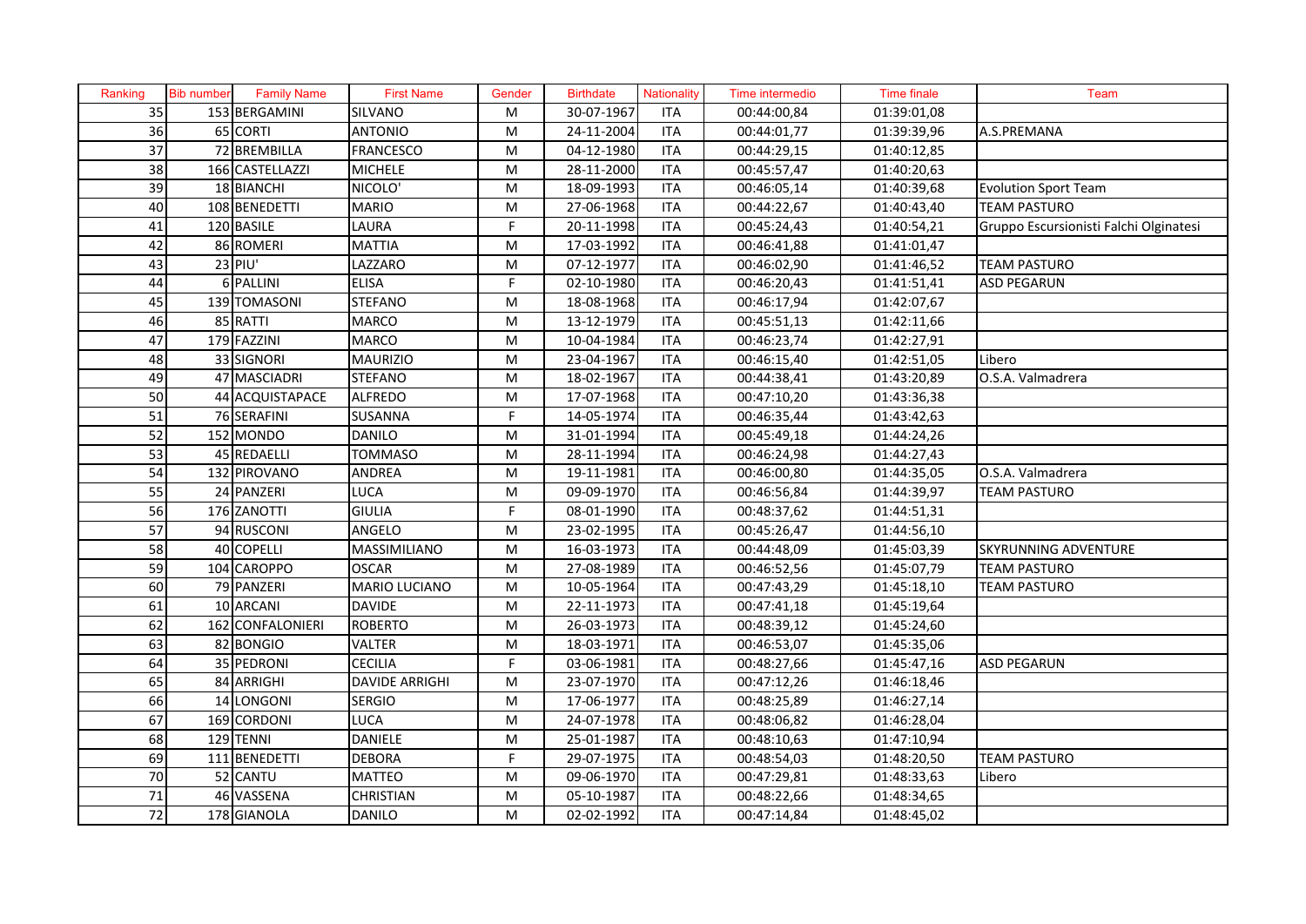| Ranking | Bib number | Family Name | First Name | Gender | Birthdate | Nationality | Time intermedio | Time finale | Team |
|---|---|---|---|---|---|---|---|---|---|
| 35 | 153 | BERGAMINI | SILVANO | M | 30-07-1967 | ITA | 00:44:00,84 | 01:39:01,08 | |
| 36 | 65 | CORTI | ANTONIO | M | 24-11-2004 | ITA | 00:44:01,77 | 01:39:39,96 | A.S.PREMANA |
| 37 | 72 | BREMBILLA | FRANCESCO | M | 04-12-1980 | ITA | 00:44:29,15 | 01:40:12,85 | |
| 38 | 166 | CASTELLAZZI | MICHELE | M | 28-11-2000 | ITA | 00:45:57,47 | 01:40:20,63 | |
| 39 | 18 | BIANCHI | NICOLO' | M | 18-09-1993 | ITA | 00:46:05,14 | 01:40:39,68 | Evolution Sport Team |
| 40 | 108 | BENEDETTI | MARIO | M | 27-06-1968 | ITA | 00:44:22,67 | 01:40:43,40 | TEAM PASTURO |
| 41 | 120 | BASILE | LAURA | F | 20-11-1998 | ITA | 00:45:24,43 | 01:40:54,21 | Gruppo Escursionisti Falchi Olginatesi |
| 42 | 86 | ROMERI | MATTIA | M | 17-03-1992 | ITA | 00:46:41,88 | 01:41:01,47 | |
| 43 | 23 | PIU' | LAZZARO | M | 07-12-1977 | ITA | 00:46:02,90 | 01:41:46,52 | TEAM PASTURO |
| 44 | 6 | PALLINI | ELISA | F | 02-10-1980 | ITA | 00:46:20,43 | 01:41:51,41 | ASD PEGARUN |
| 45 | 139 | TOMASONI | STEFANO | M | 18-08-1968 | ITA | 00:46:17,94 | 01:42:07,67 | |
| 46 | 85 | RATTI | MARCO | M | 13-12-1979 | ITA | 00:45:51,13 | 01:42:11,66 | |
| 47 | 179 | FAZZINI | MARCO | M | 10-04-1984 | ITA | 00:46:23,74 | 01:42:27,91 | |
| 48 | 33 | SIGNORI | MAURIZIO | M | 23-04-1967 | ITA | 00:46:15,40 | 01:42:51,05 | Libero |
| 49 | 47 | MASCIADRI | STEFANO | M | 18-02-1967 | ITA | 00:44:38,41 | 01:43:20,89 | O.S.A. Valmadrera |
| 50 | 44 | ACQUISTAPACE | ALFREDO | M | 17-07-1968 | ITA | 00:47:10,20 | 01:43:36,38 | |
| 51 | 76 | SERAFINI | SUSANNA | F | 14-05-1974 | ITA | 00:46:35,44 | 01:43:42,63 | |
| 52 | 152 | MONDO | DANILO | M | 31-01-1994 | ITA | 00:45:49,18 | 01:44:24,26 | |
| 53 | 45 | REDAELLI | TOMMASO | M | 28-11-1994 | ITA | 00:46:24,98 | 01:44:27,43 | |
| 54 | 132 | PIROVANO | ANDREA | M | 19-11-1981 | ITA | 00:46:00,80 | 01:44:35,05 | O.S.A. Valmadrera |
| 55 | 24 | PANZERI | LUCA | M | 09-09-1970 | ITA | 00:46:56,84 | 01:44:39,97 | TEAM PASTURO |
| 56 | 176 | ZANOTTI | GIULIA | F | 08-01-1990 | ITA | 00:48:37,62 | 01:44:51,31 | |
| 57 | 94 | RUSCONI | ANGELO | M | 23-02-1995 | ITA | 00:45:26,47 | 01:44:56,10 | |
| 58 | 40 | COPELLI | MASSIMILIANO | M | 16-03-1973 | ITA | 00:44:48,09 | 01:45:03,39 | SKYRUNNING ADVENTURE |
| 59 | 104 | CAROPPO | OSCAR | M | 27-08-1989 | ITA | 00:46:52,56 | 01:45:07,79 | TEAM PASTURO |
| 60 | 79 | PANZERI | MARIO LUCIANO | M | 10-05-1964 | ITA | 00:47:43,29 | 01:45:18,10 | TEAM PASTURO |
| 61 | 10 | ARCANI | DAVIDE | M | 22-11-1973 | ITA | 00:47:41,18 | 01:45:19,64 | |
| 62 | 162 | CONFALONIERI | ROBERTO | M | 26-03-1973 | ITA | 00:48:39,12 | 01:45:24,60 | |
| 63 | 82 | BONGIO | VALTER | M | 18-03-1971 | ITA | 00:46:53,07 | 01:45:35,06 | |
| 64 | 35 | PEDRONI | CECILIA | F | 03-06-1981 | ITA | 00:48:27,66 | 01:45:47,16 | ASD PEGARUN |
| 65 | 84 | ARRIGHI | DAVIDE ARRIGHI | M | 23-07-1970 | ITA | 00:47:12,26 | 01:46:18,46 | |
| 66 | 14 | LONGONI | SERGIO | M | 17-06-1977 | ITA | 00:48:25,89 | 01:46:27,14 | |
| 67 | 169 | CORDONI | LUCA | M | 24-07-1978 | ITA | 00:48:06,82 | 01:46:28,04 | |
| 68 | 129 | TENNI | DANIELE | M | 25-01-1987 | ITA | 00:48:10,63 | 01:47:10,94 | |
| 69 | 111 | BENEDETTI | DEBORA | F | 29-07-1975 | ITA | 00:48:54,03 | 01:48:20,50 | TEAM PASTURO |
| 70 | 52 | CANTU | MATTEO | M | 09-06-1970 | ITA | 00:47:29,81 | 01:48:33,63 | Libero |
| 71 | 46 | VASSENA | CHRISTIAN | M | 05-10-1987 | ITA | 00:48:22,66 | 01:48:34,65 | |
| 72 | 178 | GIANOLA | DANILO | M | 02-02-1992 | ITA | 00:47:14,84 | 01:48:45,02 | |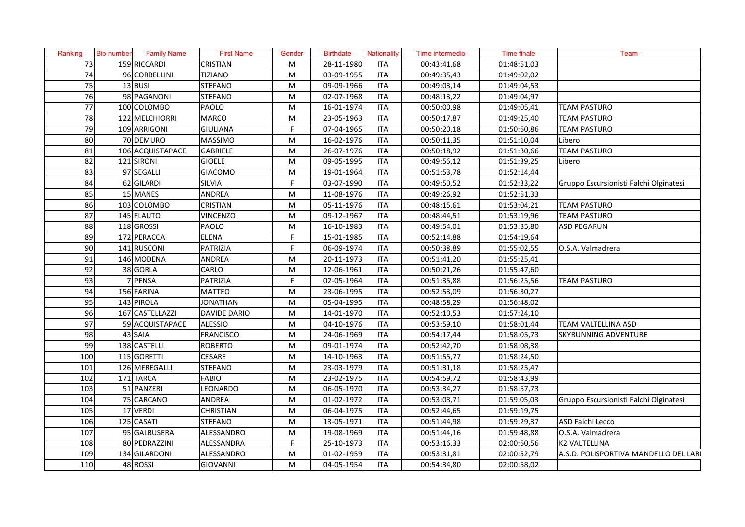| Ranking | Bib number | Family Name | First Name | Gender | Birthdate | Nationality | Time intermedio | Time finale | Team |
|---|---|---|---|---|---|---|---|---|---|
| 73 | 159 | RICCARDI | CRISTIAN | M | 28-11-1980 | ITA | 00:43:41,68 | 01:48:51,03 | |
| 74 | 96 | CORBELLINI | TIZIANO | M | 03-09-1955 | ITA | 00:49:35,43 | 01:49:02,02 | |
| 75 | 13 | BUSI | STEFANO | M | 09-09-1966 | ITA | 00:49:03,14 | 01:49:04,53 | |
| 76 | 98 | PAGANONI | STEFANO | M | 02-07-1968 | ITA | 00:48:13,22 | 01:49:04,97 | |
| 77 | 100 | COLOMBO | PAOLO | M | 16-01-1974 | ITA | 00:50:00,98 | 01:49:05,41 | TEAM PASTURO |
| 78 | 122 | MELCHIORRI | MARCO | M | 23-05-1963 | ITA | 00:50:17,87 | 01:49:25,40 | TEAM PASTURO |
| 79 | 109 | ARRIGONI | GIULIANA | F | 07-04-1965 | ITA | 00:50:20,18 | 01:50:50,86 | TEAM PASTURO |
| 80 | 70 | DEMURO | MASSIMO | M | 16-02-1976 | ITA | 00:50:11,35 | 01:51:10,04 | Libero |
| 81 | 106 | ACQUISTAPACE | GABRIELE | M | 26-07-1976 | ITA | 00:50:18,92 | 01:51:30,66 | TEAM PASTURO |
| 82 | 121 | SIRONI | GIOELE | M | 09-05-1995 | ITA | 00:49:56,12 | 01:51:39,25 | Libero |
| 83 | 97 | SEGALLI | GIACOMO | M | 19-01-1964 | ITA | 00:51:53,78 | 01:52:14,44 | |
| 84 | 62 | GILARDI | SILVIA | F | 03-07-1990 | ITA | 00:49:50,52 | 01:52:33,22 | Gruppo Escursionisti Falchi Olginatesi |
| 85 | 15 | MANES | ANDREA | M | 11-08-1976 | ITA | 00:49:26,92 | 01:52:51,33 | |
| 86 | 103 | COLOMBO | CRISTIAN | M | 05-11-1976 | ITA | 00:48:15,61 | 01:53:04,21 | TEAM PASTURO |
| 87 | 145 | FLAUTO | VINCENZO | M | 09-12-1967 | ITA | 00:48:44,51 | 01:53:19,96 | TEAM PASTURO |
| 88 | 118 | GROSSI | PAOLO | M | 16-10-1983 | ITA | 00:49:54,01 | 01:53:35,80 | ASD PEGARUN |
| 89 | 172 | PERACCA | ELENA | F | 15-01-1985 | ITA | 00:52:14,88 | 01:54:19,64 | |
| 90 | 141 | RUSCONI | PATRIZIA | F | 06-09-1974 | ITA | 00:50:38,89 | 01:55:02,55 | O.S.A. Valmadrera |
| 91 | 146 | MODENA | ANDREA | M | 20-11-1973 | ITA | 00:51:41,20 | 01:55:25,41 | |
| 92 | 38 | GORLA | CARLO | M | 12-06-1961 | ITA | 00:50:21,26 | 01:55:47,60 | |
| 93 | 7 | PENSA | PATRIZIA | F | 02-05-1964 | ITA | 00:51:35,88 | 01:56:25,56 | TEAM PASTURO |
| 94 | 156 | FARINA | MATTEO | M | 23-06-1995 | ITA | 00:52:53,09 | 01:56:30,27 | |
| 95 | 143 | PIROLA | JONATHAN | M | 05-04-1995 | ITA | 00:48:58,29 | 01:56:48,02 | |
| 96 | 167 | CASTELLAZZI | DAVIDE DARIO | M | 14-01-1970 | ITA | 00:52:10,53 | 01:57:24,10 | |
| 97 | 59 | ACQUISTAPACE | ALESSIO | M | 04-10-1976 | ITA | 00:53:59,10 | 01:58:01,44 | TEAM VALTELLINA ASD |
| 98 | 43 | SAIA | FRANCISCO | M | 24-06-1969 | ITA | 00:54:17,44 | 01:58:05,73 | SKYRUNNING ADVENTURE |
| 99 | 138 | CASTELLI | ROBERTO | M | 09-01-1974 | ITA | 00:52:42,70 | 01:58:08,38 | |
| 100 | 115 | GORETTI | CESARE | M | 14-10-1963 | ITA | 00:51:55,77 | 01:58:24,50 | |
| 101 | 126 | MEREGALLI | STEFANO | M | 23-03-1979 | ITA | 00:51:31,18 | 01:58:25,47 | |
| 102 | 171 | TARCA | FABIO | M | 23-02-1975 | ITA | 00:54:59,72 | 01:58:43,99 | |
| 103 | 51 | PANZERI | LEONARDO | M | 06-05-1970 | ITA | 00:53:34,27 | 01:58:57,73 | |
| 104 | 75 | CARCANO | ANDREA | M | 01-02-1972 | ITA | 00:53:08,71 | 01:59:05,03 | Gruppo Escursionisti Falchi Olginatesi |
| 105 | 17 | VERDI | CHRISTIAN | M | 06-04-1975 | ITA | 00:52:44,65 | 01:59:19,75 | |
| 106 | 125 | CASATI | STEFANO | M | 13-05-1971 | ITA | 00:51:44,98 | 01:59:29,37 | ASD Falchi Lecco |
| 107 | 95 | GALBUSERA | ALESSANDRO | M | 19-08-1969 | ITA | 00:51:44,16 | 01:59:48,88 | O.S.A. Valmadrera |
| 108 | 80 | PEDRAZZINI | ALESSANDRA | F | 25-10-1973 | ITA | 00:53:16,33 | 02:00:50,56 | K2 VALTELLINA |
| 109 | 134 | GILARDONI | ALESSANDRO | M | 01-02-1959 | ITA | 00:53:31,81 | 02:00:52,79 | A.S.D. POLISPORTIVA MANDELLO DEL LARI |
| 110 | 48 | ROSSI | GIOVANNI | M | 04-05-1954 | ITA | 00:54:34,80 | 02:00:58,02 | |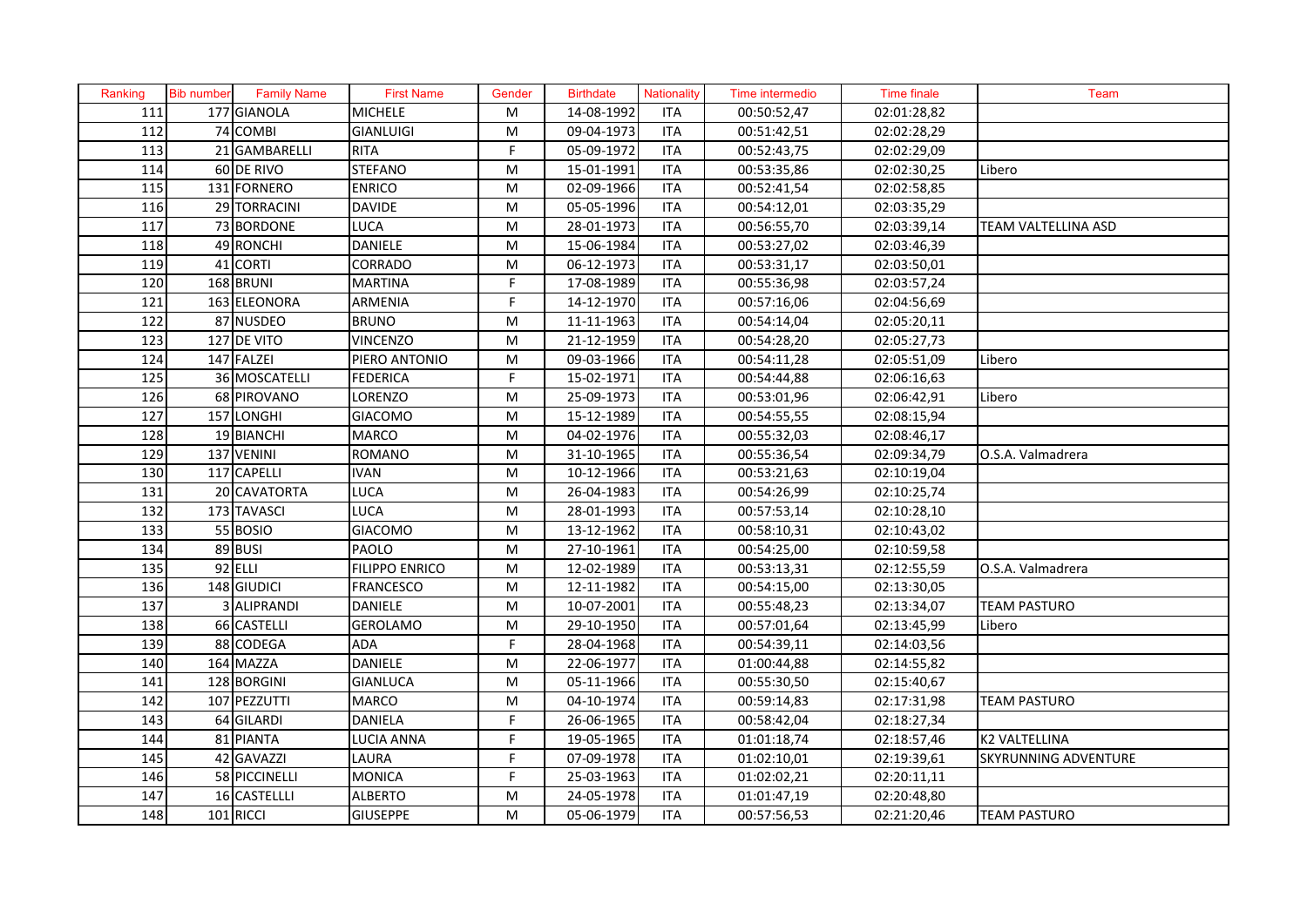| Ranking | Bib number | Family Name | First Name | Gender | Birthdate | Nationality | Time intermedio | Time finale | Team |
|---|---|---|---|---|---|---|---|---|---|
| 111 | 177 | GIANOLA | MICHELE | M | 14-08-1992 | ITA | 00:50:52,47 | 02:01:28,82 | |
| 112 | 74 | COMBI | GIANLUIGI | M | 09-04-1973 | ITA | 00:51:42,51 | 02:02:28,29 | |
| 113 | 21 | GAMBARELLI | RITA | F | 05-09-1972 | ITA | 00:52:43,75 | 02:02:29,09 | |
| 114 | 60 | DE RIVO | STEFANO | M | 15-01-1991 | ITA | 00:53:35,86 | 02:02:30,25 | Libero |
| 115 | 131 | FORNERO | ENRICO | M | 02-09-1966 | ITA | 00:52:41,54 | 02:02:58,85 | |
| 116 | 29 | TORRACINI | DAVIDE | M | 05-05-1996 | ITA | 00:54:12,01 | 02:03:35,29 | |
| 117 | 73 | BORDONE | LUCA | M | 28-01-1973 | ITA | 00:56:55,70 | 02:03:39,14 | TEAM VALTELLINA ASD |
| 118 | 49 | RONCHI | DANIELE | M | 15-06-1984 | ITA | 00:53:27,02 | 02:03:46,39 | |
| 119 | 41 | CORTI | CORRADO | M | 06-12-1973 | ITA | 00:53:31,17 | 02:03:50,01 | |
| 120 | 168 | BRUNI | MARTINA | F | 17-08-1989 | ITA | 00:55:36,98 | 02:03:57,24 | |
| 121 | 163 | ELEONORA | ARMENIA | F | 14-12-1970 | ITA | 00:57:16,06 | 02:04:56,69 | |
| 122 | 87 | NUSDEO | BRUNO | M | 11-11-1963 | ITA | 00:54:14,04 | 02:05:20,11 | |
| 123 | 127 | DE VITO | VINCENZO | M | 21-12-1959 | ITA | 00:54:28,20 | 02:05:27,73 | |
| 124 | 147 | FALZEI | PIERO ANTONIO | M | 09-03-1966 | ITA | 00:54:11,28 | 02:05:51,09 | Libero |
| 125 | 36 | MOSCATELLI | FEDERICA | F | 15-02-1971 | ITA | 00:54:44,88 | 02:06:16,63 | |
| 126 | 68 | PIROVANO | LORENZO | M | 25-09-1973 | ITA | 00:53:01,96 | 02:06:42,91 | Libero |
| 127 | 157 | LONGHI | GIACOMO | M | 15-12-1989 | ITA | 00:54:55,55 | 02:08:15,94 | |
| 128 | 19 | BIANCHI | MARCO | M | 04-02-1976 | ITA | 00:55:32,03 | 02:08:46,17 | |
| 129 | 137 | VENINI | ROMANO | M | 31-10-1965 | ITA | 00:55:36,54 | 02:09:34,79 | O.S.A. Valmadrera |
| 130 | 117 | CAPELLI | IVAN | M | 10-12-1966 | ITA | 00:53:21,63 | 02:10:19,04 | |
| 131 | 20 | CAVATORTA | LUCA | M | 26-04-1983 | ITA | 00:54:26,99 | 02:10:25,74 | |
| 132 | 173 | TAVASCI | LUCA | M | 28-01-1993 | ITA | 00:57:53,14 | 02:10:28,10 | |
| 133 | 55 | BOSIO | GIACOMO | M | 13-12-1962 | ITA | 00:58:10,31 | 02:10:43,02 | |
| 134 | 89 | BUSI | PAOLO | M | 27-10-1961 | ITA | 00:54:25,00 | 02:10:59,58 | |
| 135 | 92 | ELLI | FILIPPO ENRICO | M | 12-02-1989 | ITA | 00:53:13,31 | 02:12:55,59 | O.S.A. Valmadrera |
| 136 | 148 | GIUDICI | FRANCESCO | M | 12-11-1982 | ITA | 00:54:15,00 | 02:13:30,05 | |
| 137 | 3 | ALIPRANDI | DANIELE | M | 10-07-2001 | ITA | 00:55:48,23 | 02:13:34,07 | TEAM PASTURO |
| 138 | 66 | CASTELLI | GEROLAMO | M | 29-10-1950 | ITA | 00:57:01,64 | 02:13:45,99 | Libero |
| 139 | 88 | CODEGA | ADA | F | 28-04-1968 | ITA | 00:54:39,11 | 02:14:03,56 | |
| 140 | 164 | MAZZA | DANIELE | M | 22-06-1977 | ITA | 01:00:44,88 | 02:14:55,82 | |
| 141 | 128 | BORGINI | GIANLUCA | M | 05-11-1966 | ITA | 00:55:30,50 | 02:15:40,67 | |
| 142 | 107 | PEZZUTTI | MARCO | M | 04-10-1974 | ITA | 00:59:14,83 | 02:17:31,98 | TEAM PASTURO |
| 143 | 64 | GILARDI | DANIELA | F | 26-06-1965 | ITA | 00:58:42,04 | 02:18:27,34 | |
| 144 | 81 | PIANTA | LUCIA ANNA | F | 19-05-1965 | ITA | 01:01:18,74 | 02:18:57,46 | K2 VALTELLINA |
| 145 | 42 | GAVAZZI | LAURA | F | 07-09-1978 | ITA | 01:02:10,01 | 02:19:39,61 | SKYRUNNING ADVENTURE |
| 146 | 58 | PICCINELLI | MONICA | F | 25-03-1963 | ITA | 01:02:02,21 | 02:20:11,11 | |
| 147 | 16 | CASTELLLI | ALBERTO | M | 24-05-1978 | ITA | 01:01:47,19 | 02:20:48,80 | |
| 148 | 101 | RICCI | GIUSEPPE | M | 05-06-1979 | ITA | 00:57:56,53 | 02:21:20,46 | TEAM PASTURO |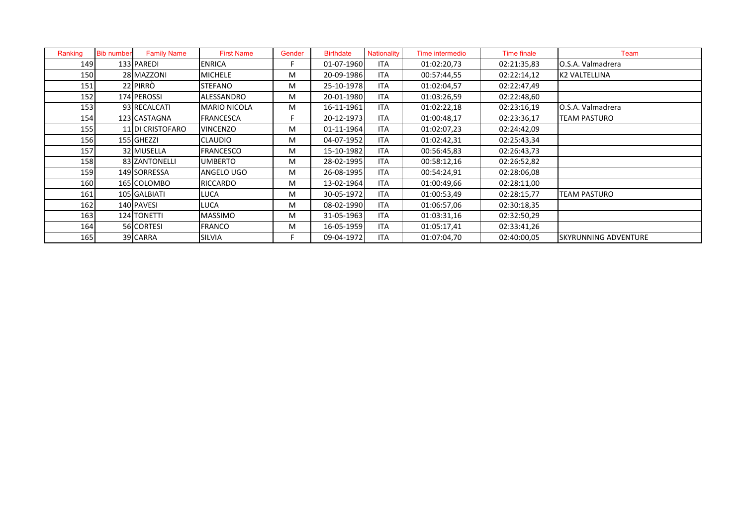| Ranking | Bib number | Family Name | First Name | Gender | Birthdate | Nationality | Time intermedio | Time finale | Team |
|---|---|---|---|---|---|---|---|---|---|
| 149 | 133 | PAREDI | ENRICA | F | 01-07-1960 | ITA | 01:02:20,73 | 02:21:35,83 | O.S.A. Valmadrera |
| 150 | 28 | MAZZONI | MICHELE | M | 20-09-1986 | ITA | 00:57:44,55 | 02:22:14,12 | K2 VALTELLINA |
| 151 | 22 | PIRRÒ | STEFANO | M | 25-10-1978 | ITA | 01:02:04,57 | 02:22:47,49 | |
| 152 | 174 | PEROSSI | ALESSANDRO | M | 20-01-1980 | ITA | 01:03:26,59 | 02:22:48,60 | |
| 153 | 93 | RECALCATI | MARIO NICOLA | M | 16-11-1961 | ITA | 01:02:22,18 | 02:23:16,19 | O.S.A. Valmadrera |
| 154 | 123 | CASTAGNA | FRANCESCA | F | 20-12-1973 | ITA | 01:00:48,17 | 02:23:36,17 | TEAM PASTURO |
| 155 | 11 | DI CRISTOFARO | VINCENZO | M | 01-11-1964 | ITA | 01:02:07,23 | 02:24:42,09 | |
| 156 | 155 | GHEZZI | CLAUDIO | M | 04-07-1952 | ITA | 01:02:42,31 | 02:25:43,34 | |
| 157 | 32 | MUSELLA | FRANCESCO | M | 15-10-1982 | ITA | 00:56:45,83 | 02:26:43,73 | |
| 158 | 83 | ZANTONELLI | UMBERTO | M | 28-02-1995 | ITA | 00:58:12,16 | 02:26:52,82 | |
| 159 | 149 | SORRESSA | ANGELO UGO | M | 26-08-1995 | ITA | 00:54:24,91 | 02:28:06,08 | |
| 160 | 165 | COLOMBO | RICCARDO | M | 13-02-1964 | ITA | 01:00:49,66 | 02:28:11,00 | |
| 161 | 105 | GALBIATI | LUCA | M | 30-05-1972 | ITA | 01:00:53,49 | 02:28:15,77 | TEAM PASTURO |
| 162 | 140 | PAVESI | LUCA | M | 08-02-1990 | ITA | 01:06:57,06 | 02:30:18,35 | |
| 163 | 124 | TONETTI | MASSIMO | M | 31-05-1963 | ITA | 01:03:31,16 | 02:32:50,29 | |
| 164 | 56 | CORTESI | FRANCO | M | 16-05-1959 | ITA | 01:05:17,41 | 02:33:41,26 | |
| 165 | 39 | CARRA | SILVIA | F | 09-04-1972 | ITA | 01:07:04,70 | 02:40:00,05 | SKYRUNNING ADVENTURE |